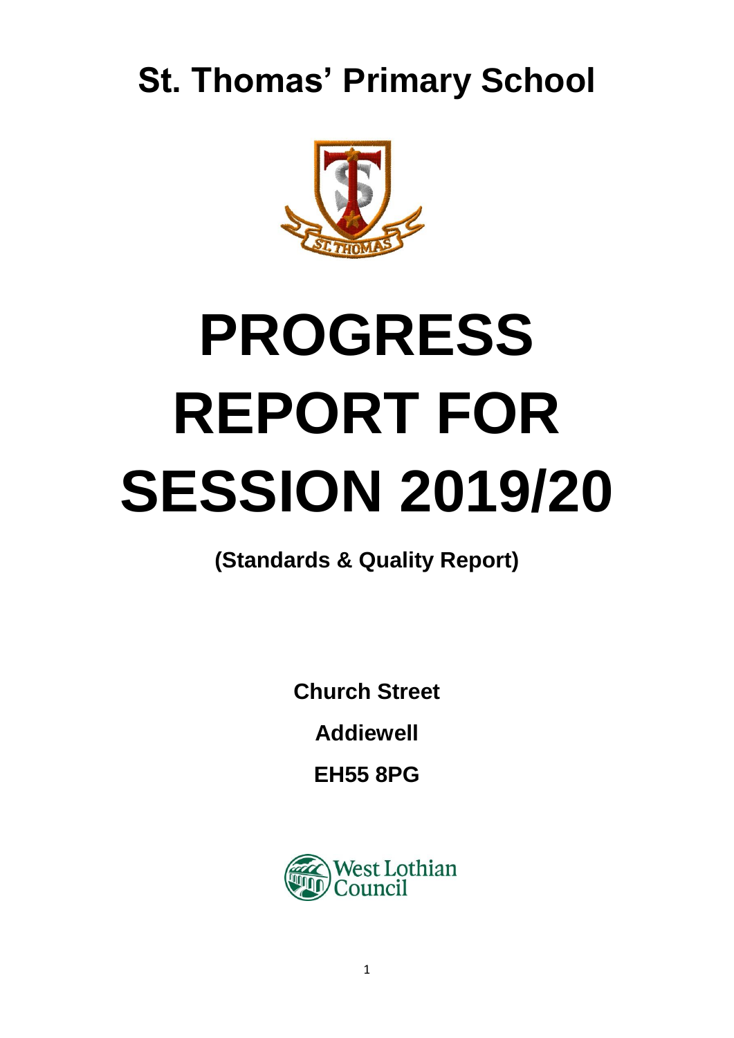# St. Thomas' Primary School

# PROGRESS REPORT FOR SESSION 2019/20

**(Standards & Quality Report)**

**Church Street**

**Addiewell**

**EH55 8PG**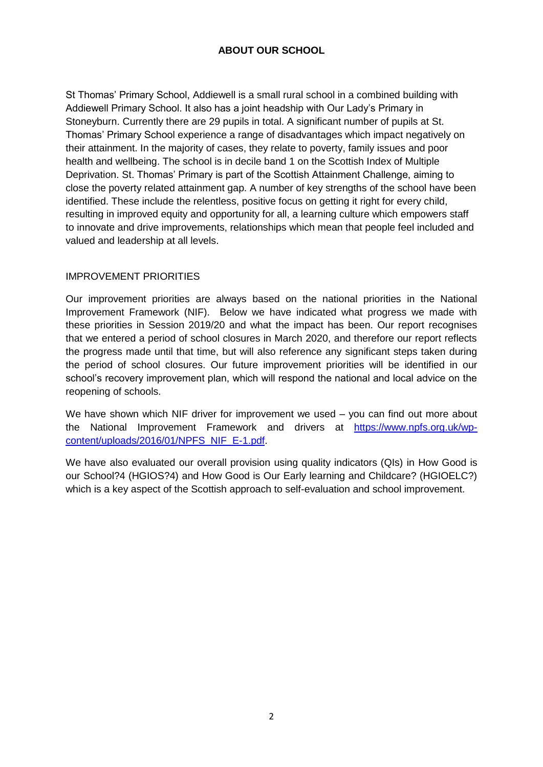# ABOUT OUR SCHOOL

St Thomas' Primary School, Addiewell is a small rural school in a combined building with Addiewell Primary School. It also has a joint headship with Our Lady's Primary in Stoneyburn. Currently there are 29 pupils in total. A significant number of pupils at St. Thomas' Primary School experience a range of disadvantages which impact negatively on their attainment. In the majority of cases, they relate to poverty, family issues and poor health and wellbeing. The school is in decile band 1 on the Scottish Index of Multiple Deprivation. St. Thomas' Primary is part of the Scottish Attainment Challenge, aiming to close the poverty related attainment gap. A number of key strengths of the school have been identified. These include the relentless, positive focus on getting it right for every child, resulting in improved equity and opportunity for all, a learning culture which empowers staff to innovate and drive improvements, relationships which mean that people feel included and valued and leadership at all levels.

## IMPROVEMENT PRIORITIES

Our improvement priorities are always based on the national priorities in the National Improvement Framework (NIF). Below we have indicated what progress we made with these priorities in Session 2019/20 and what the impact has been. Our report recognises that we entered a period of school closures in March 2020, and therefore our report reflects the progress made until that time, but will also reference any significant steps taken during the period of school closures. Our future improvement priorities will be identified in our school's recovery improvement plan, which will respond the national and local advice on the reopening of schools.

We have shown which NIF driver for improvement we used – you can find out more about the National Improvement Framework and drivers at [https://www.npfs.org.uk/wp-content/uploads/2016/01/NPFS_NIF_E-1.pdf](https://www.npfs.org.uk/wp-content/uploads/2016/01/NPFS_NIF_E-1.pdf).

We have also evaluated our overall provision using quality indicators (QIs) in How Good is our School?4 (HGIOS?4) and How Good is Our Early learning and Childcare? (HGIOELC?) which is a key aspect of the Scottish approach to self-evaluation and school improvement.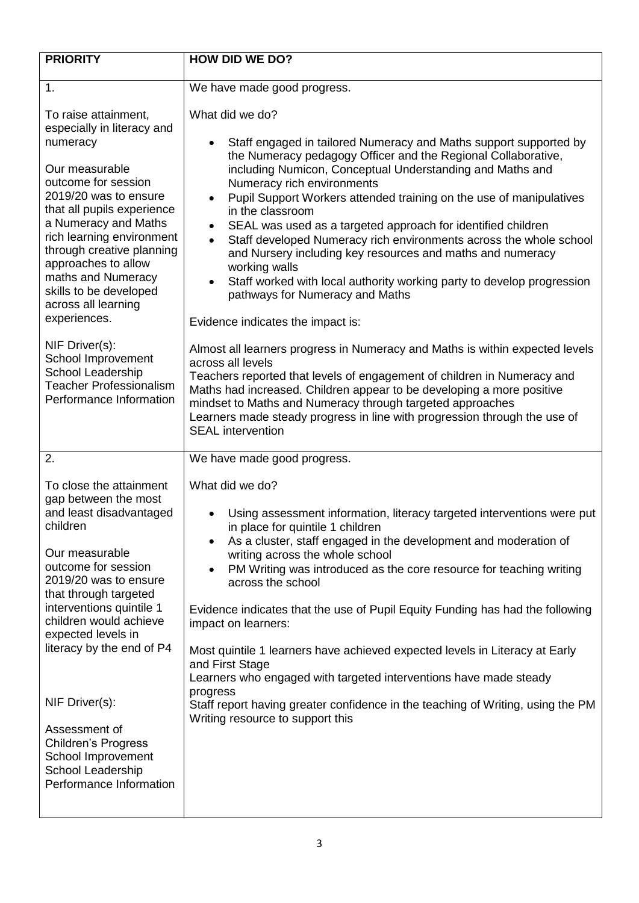| PRIORITY | HOW DID WE DO? |
|---|---|
| 1.<br><br>To raise attainment, especially in literacy and numeracy<br><br>Our measurable outcome for session 2019/20 was to ensure that all pupils experience a Numeracy and Maths rich learning environment through creative planning approaches to allow maths and Numeracy skills to be developed across all learning experiences.<br><br>NIF Driver(s):<br>School Improvement<br>School Leadership<br>Teacher Professionalism<br>Performance Information | We have made good progress.<br><br>What did we do?<br><br>• Staff engaged in tailored Numeracy and Maths support supported by the Numeracy pedagogy Officer and the Regional Collaborative, including Numicon, Conceptual Understanding and Maths and Numeracy rich environments<br>• Pupil Support Workers attended training on the use of manipulatives in the classroom<br>• SEAL was used as a targeted approach for identified children<br>• Staff developed Numeracy rich environments across the whole school and Nursery including key resources and maths and numeracy working walls<br>• Staff worked with local authority working party to develop progression pathways for Numeracy and Maths<br><br>Evidence indicates the impact is:<br><br>Almost all learners progress in Numeracy and Maths is within expected levels across all levels<br>Teachers reported that levels of engagement of children in Numeracy and Maths had increased. Children appear to be developing a more positive mindset to Maths and Numeracy through targeted approaches<br>Learners made steady progress in line with progression through the use of SEAL intervention |
| 2.<br><br>To close the attainment gap between the most and least disadvantaged children<br><br>Our measurable outcome for session 2019/20 was to ensure that through targeted interventions quintile 1 children would achieve expected levels in literacy by the end of P4<br><br>NIF Driver(s):<br><br>Assessment of Children's Progress<br>School Improvement<br>School Leadership<br>Performance Information | We have made good progress.<br><br>What did we do?<br><br>• Using assessment information, literacy targeted interventions were put in place for quintile 1 children<br>• As a cluster, staff engaged in the development and moderation of writing across the whole school<br>• PM Writing was introduced as the core resource for teaching writing across the school<br><br>Evidence indicates that the use of Pupil Equity Funding has had the following impact on learners:<br><br>Most quintile 1 learners have achieved expected levels in Literacy at Early and First Stage<br>Learners who engaged with targeted interventions have made steady progress<br>Staff report having greater confidence in the teaching of Writing, using the PM Writing resource to support this |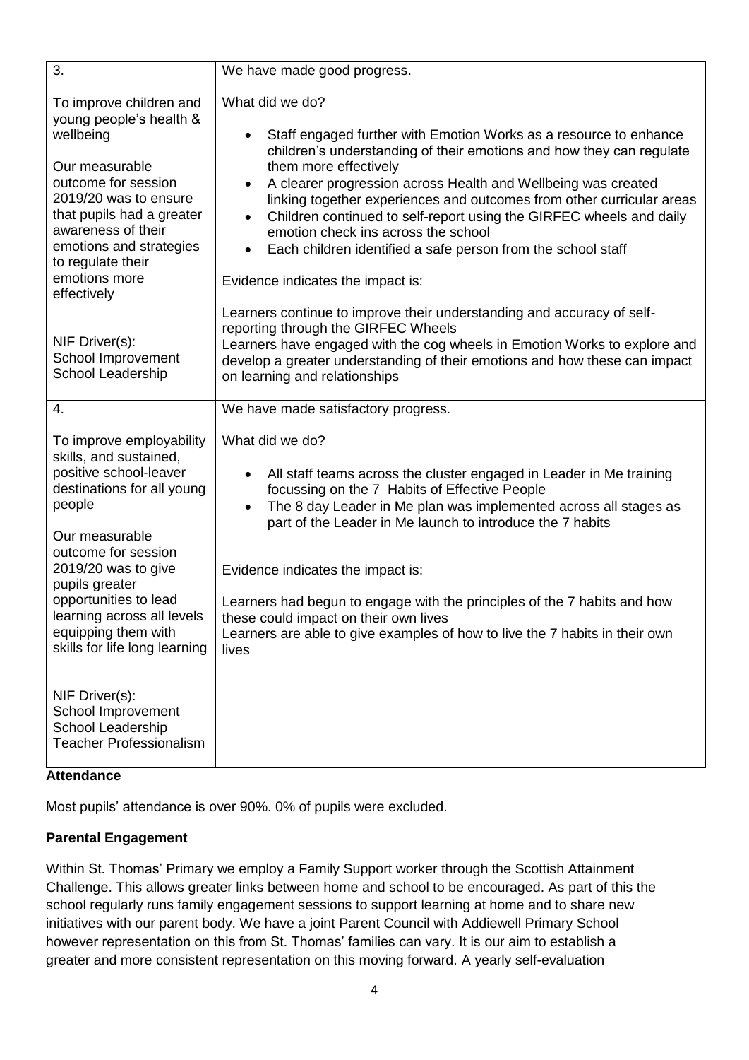| | |
|---|---|
| 3.<br><br>To improve children and young people's health & wellbeing<br><br>Our measurable outcome for session 2019/20 was to ensure that pupils had a greater awareness of their emotions and strategies to regulate their emotions more effectively<br><br>NIF Driver(s):<br>School Improvement<br>School Leadership | We have made good progress.<br><br>What did we do?<br><br>• Staff engaged further with Emotion Works as a resource to enhance children's understanding of their emotions and how they can regulate them more effectively<br>• A clearer progression across Health and Wellbeing was created linking together experiences and outcomes from other curricular areas<br>• Children continued to self-report using the GIRFEC wheels and daily emotion check ins across the school<br>• Each children identified a safe person from the school staff<br><br>Evidence indicates the impact is:<br><br>Learners continue to improve their understanding and accuracy of self-reporting through the GIRFEC Wheels<br>Learners have engaged with the cog wheels in Emotion Works to explore and develop a greater understanding of their emotions and how these can impact on learning and relationships |
| 4.<br><br>To improve employability skills, and sustained, positive school-leaver destinations for all young people<br><br>Our measurable outcome for session 2019/20 was to give pupils greater opportunities to lead learning across all levels equipping them with skills for life long learning<br><br>NIF Driver(s):<br>School Improvement<br>School Leadership<br>Teacher Professionalism | We have made satisfactory progress.<br><br>What did we do?<br><br>• All staff teams across the cluster engaged in Leader in Me training focussing on the 7 Habits of Effective People<br>• The 8 day Leader in Me plan was implemented across all stages as part of the Leader in Me launch to introduce the 7 habits<br><br>Evidence indicates the impact is:<br><br>Learners had begun to engage with the principles of the 7 habits and how these could impact on their own lives<br>Learners are able to give examples of how to live the 7 habits in their own lives |

**Attendance**

Most pupils' attendance is over 90%. 0% of pupils were excluded.

**Parental Engagement**

Within St. Thomas' Primary we employ a Family Support worker through the Scottish Attainment Challenge. This allows greater links between home and school to be encouraged. As part of this the school regularly runs family engagement sessions to support learning at home and to share new initiatives with our parent body. We have a joint Parent Council with Addiewell Primary School however representation on this from St. Thomas' families can vary. It is our aim to establish a greater and more consistent representation on this moving forward. A yearly self-evaluation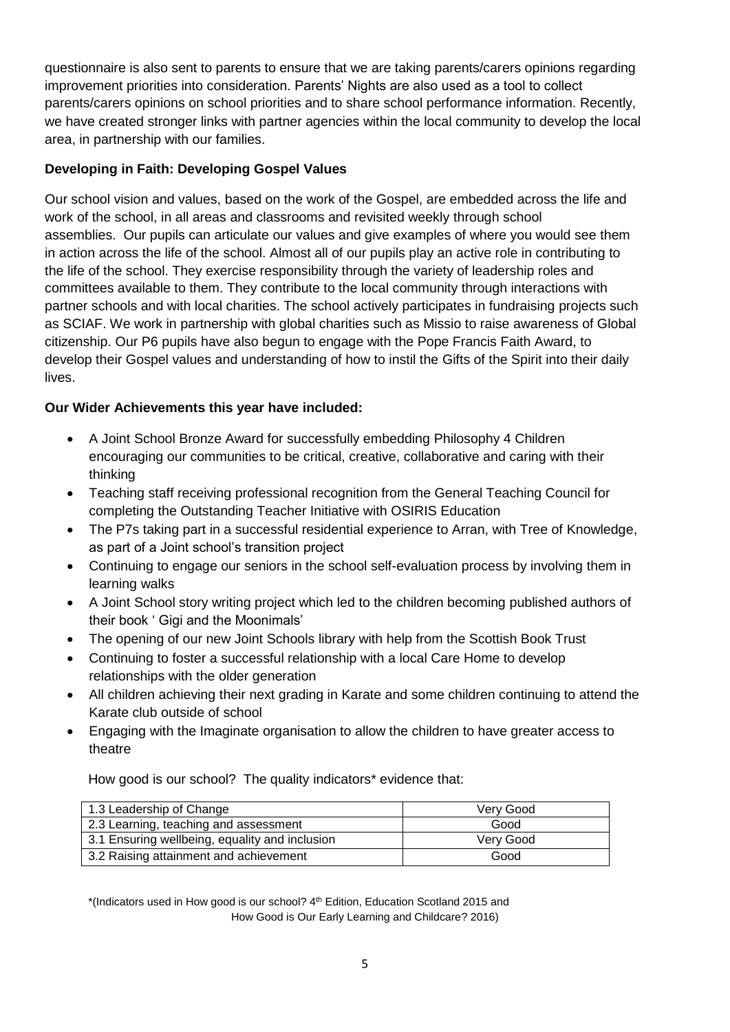questionnaire is also sent to parents to ensure that we are taking parents/carers opinions regarding improvement priorities into consideration. Parents' Nights are also used as a tool to collect parents/carers opinions on school priorities and to share school performance information. Recently, we have created stronger links with partner agencies within the local community to develop the local area, in partnership with our families.

**Developing in Faith: Developing Gospel Values**

Our school vision and values, based on the work of the Gospel, are embedded across the life and work of the school, in all areas and classrooms and revisited weekly through school assemblies. Our pupils can articulate our values and give examples of where you would see them in action across the life of the school. Almost all of our pupils play an active role in contributing to the life of the school. They exercise responsibility through the variety of leadership roles and committees available to them. They contribute to the local community through interactions with partner schools and with local charities. The school actively participates in fundraising projects such as SCIAF. We work in partnership with global charities such as Missio to raise awareness of Global citizenship. Our P6 pupils have also begun to engage with the Pope Francis Faith Award, to develop their Gospel values and understanding of how to instil the Gifts of the Spirit into their daily lives.

**Our Wider Achievements this year have included:**

- A Joint School Bronze Award for successfully embedding Philosophy 4 Children encouraging our communities to be critical, creative, collaborative and caring with their thinking
- Teaching staff receiving professional recognition from the General Teaching Council for completing the Outstanding Teacher Initiative with OSIRIS Education
- The P7s taking part in a successful residential experience to Arran, with Tree of Knowledge, as part of a Joint school's transition project
- Continuing to engage our seniors in the school self-evaluation process by involving them in learning walks
- A Joint School story writing project which led to the children becoming published authors of their book ' Gigi and the Moonimals'
- The opening of our new Joint Schools library with help from the Scottish Book Trust
- Continuing to foster a successful relationship with a local Care Home to develop relationships with the older generation
- All children achieving their next grading in Karate and some children continuing to attend the Karate club outside of school
- Engaging with the Imaginate organisation to allow the children to have greater access to theatre

How good is our school? The quality indicators* evidence that:

| | |
|---|---|
| 1.3 Leadership of Change | Very Good |
| 2.3 Learning, teaching and assessment | Good |
| 3.1 Ensuring wellbeing, equality and inclusion | Very Good |
| 3.2 Raising attainment and achievement | Good |

*(Indicators used in How good is our school? 4th Edition, Education Scotland 2015 and How Good is Our Early Learning and Childcare? 2016)